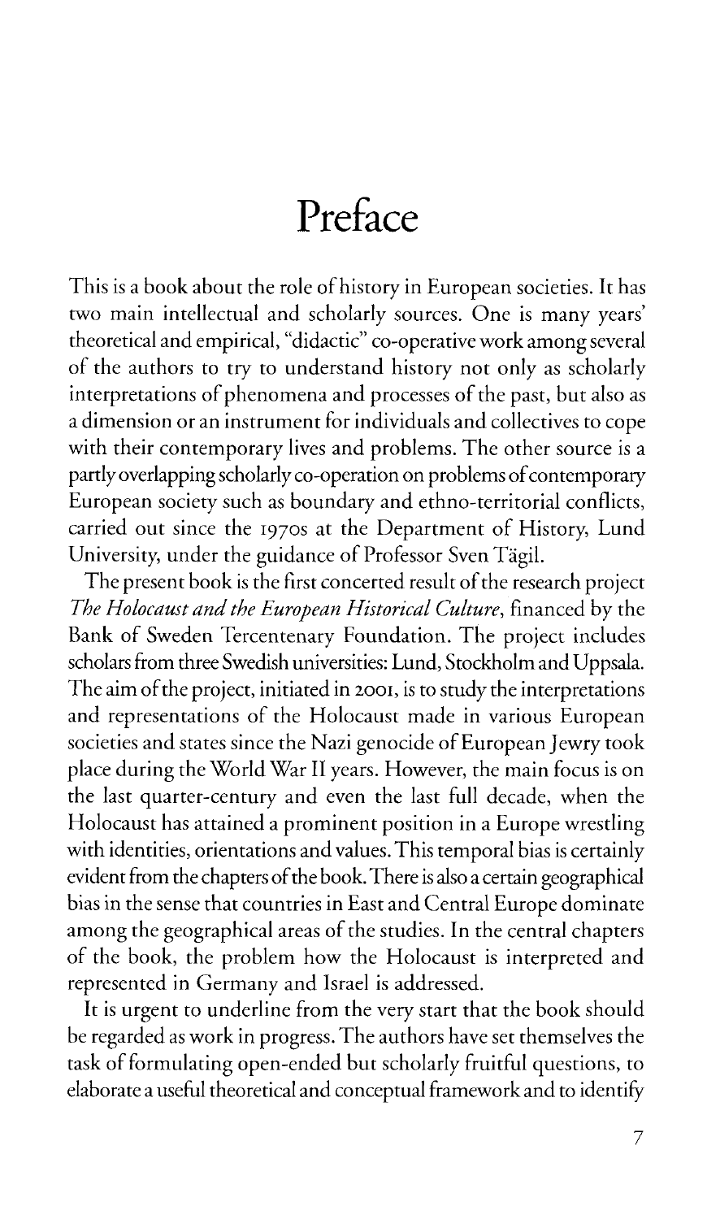# Preface

This is a book about the role of history in European societies. It has two main intellectual and scholarly sources. One is many years' theoretical and empirical, "didactic" co-operative work among several of the authors to try to understand history not only as scholarly interpretations of phenomena and processes of the past, but also as a dimension or an instrument for individuals and collectives to cope with their contemporary lives and problems. The other source is a partly overlapping scholarly co-operation on problems of contemporary European society such as boundary and ethno-territorial conflicts, carried out since the 1970s at the Department of History, Lund University, under the guidance of Professor Sven Tägil.

The present book is the first concerted result of the research project *The Holocaust and the European Historical Culture*, financed by the Bank of Sweden Tercentenary Foundation. The project includes scholars from three Swedish universities: Lund, Stockholm and Uppsala. The aim of the project, initiated in 2001, is to study the interpretations and representations of the Holocaust made in various European societies and states since the Nazi genocide of European Jewry took place during the World War II years. However, the main focus is on the last quarter-century and even the last full decade, when the Holocaust has attained a prominent position in a Europe wrestling with identities, orientations and values. This temporal bias is certainly evident from the chapters of the book. There is also a certain geographical bias in the sense that countries in East and Central Europe dominate among the geographical areas of the studies. In the central chapters of the book, the problem how the Holocaust is interpreted and represented in Germany and Israel is addressed.

It is urgent to underline from the very start that the book should be regarded as work in progress. The authors have set themselves the task of formulating open-ended but scholarly fruitful questions, to elaborate a useful theoretical and conceptual framework and to identify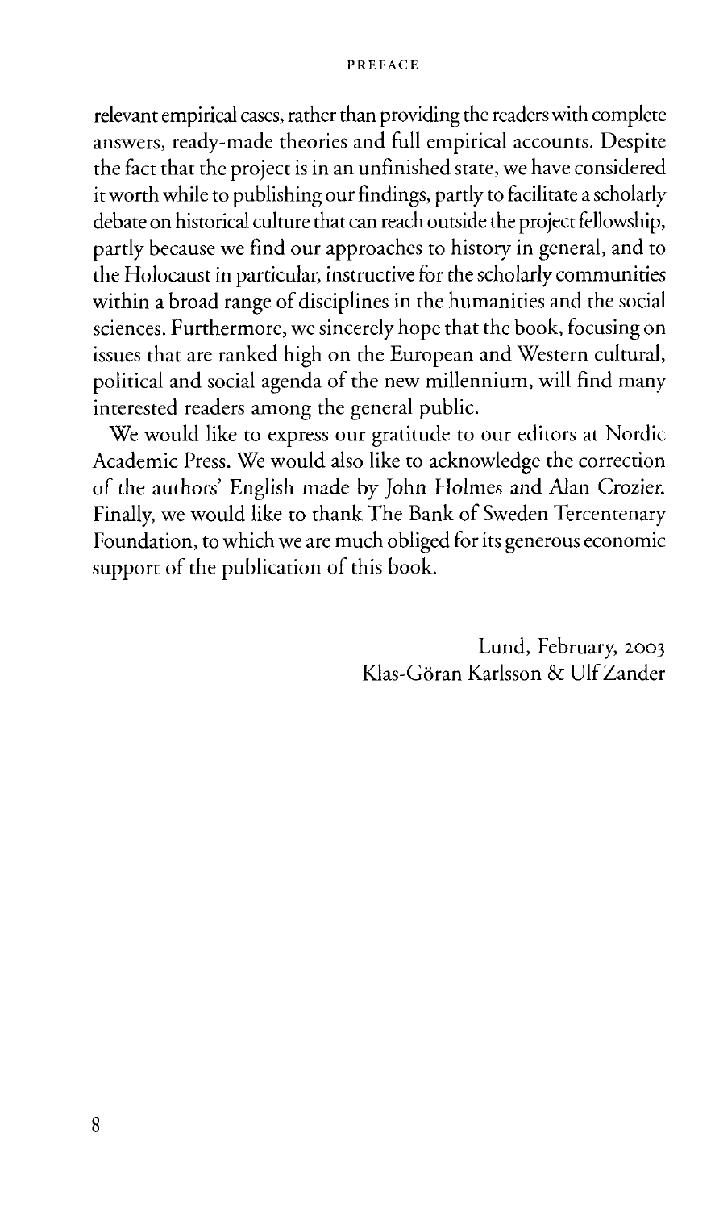relevant empirical cases, rather than providing the readers with complete answers, ready-made theories and full empirical accounts. Despite the fact that the project is in an unfinished state, we have considered it worth while to publishing our findings, partly to facilitate a scholarly debate on historical culture that can reach outside the project fellowship, partly because we find our approaches to history in general, and to the Holocaust in particular, instructive for the scholarly communities within a broad range of disciplines in the humanities and the social sciences. Furthermore, we sincerely hope that the book, focusing on issues that are ranked high on the European and Western cultural, political and social agenda of the new millennium, will find many interested readers among the general public.

We would like to express our gratitude to our editors at Nordic Academic Press. We would also like to acknowledge the correction of the authors' English made by John Holmes and Alan Crozier. Finally, we would like to thank The Bank of Sweden Tercentenary Foundation, to which we are much obliged for its generous economic support of the publication of this book.

Lund, February, 2003
Klas-Göran Karlsson & Ulf Zander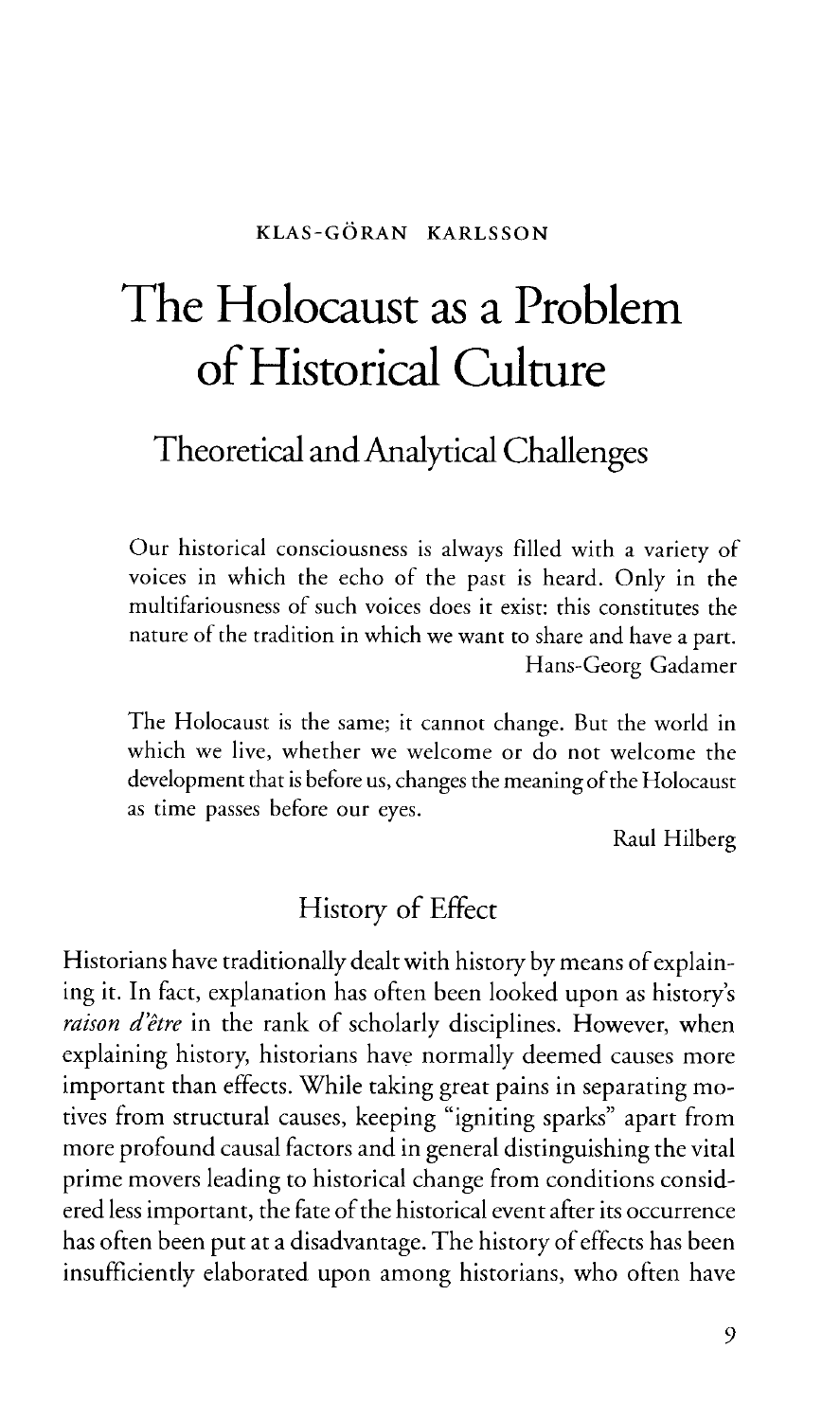KLAS-GÖRAN KARLSSON

# The Holocaust as a Problem of Historical Culture

## Theoretical and Analytical Challenges

> Our historical consciousness is always filled with a variety of voices in which the echo of the past is heard. Only in the multifariousness of such voices does it exist: this constitutes the nature of the tradition in which we want to share and have a part.
>
> Hans-Georg Gadamer

> The Holocaust is the same; it cannot change. But the world in which we live, whether we welcome or do not welcome the development that is before us, changes the meaning of the Holocaust as time passes before our eyes.
>
> Raul Hilberg

### History of Effect

Historians have traditionally dealt with history by means of explaining it. In fact, explanation has often been looked upon as history's *raison d'être* in the rank of scholarly disciplines. However, when explaining history, historians have normally deemed causes more important than effects. While taking great pains in separating motives from structural causes, keeping "igniting sparks" apart from more profound causal factors and in general distinguishing the vital prime movers leading to historical change from conditions considered less important, the fate of the historical event after its occurrence has often been put at a disadvantage. The history of effects has been insufficiently elaborated upon among historians, who often have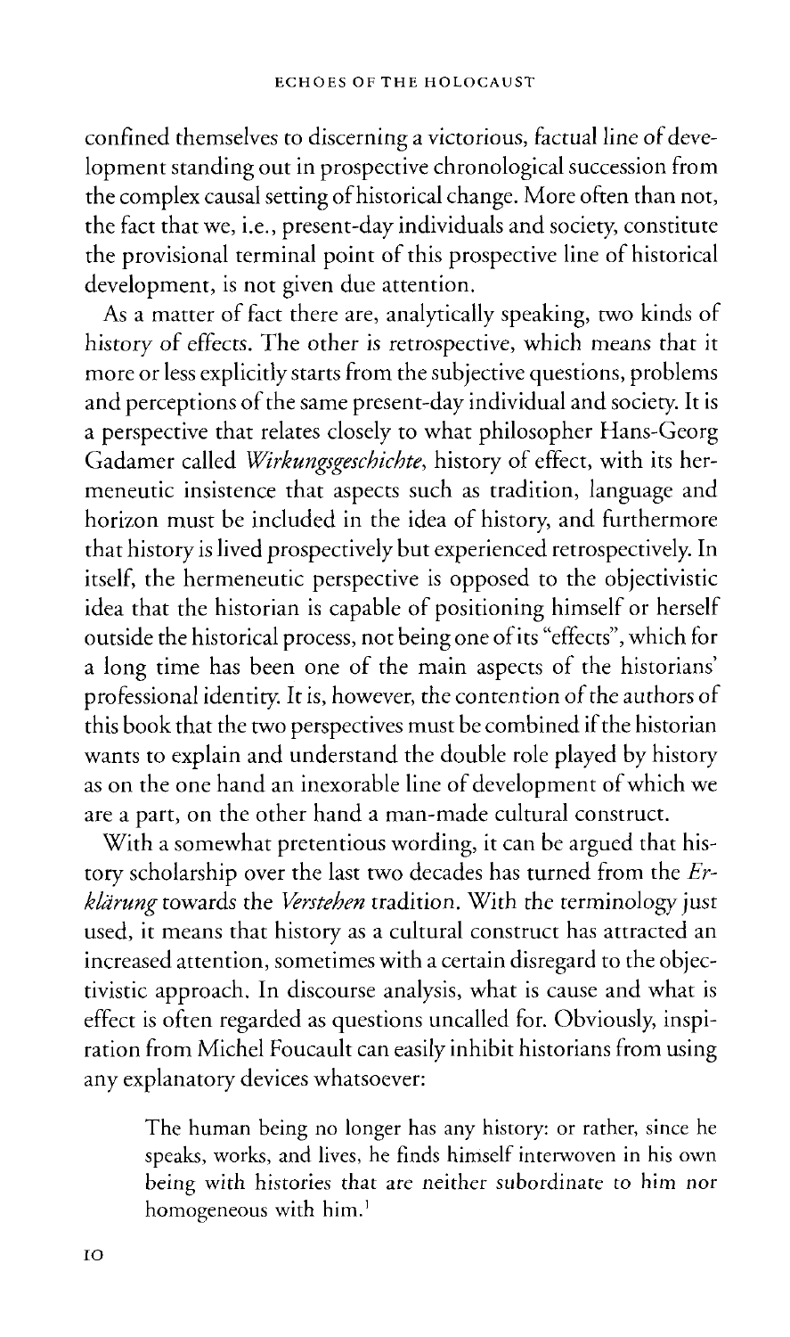confined themselves to discerning a victorious, factual line of development standing out in prospective chronological succession from the complex causal setting of historical change. More often than not, the fact that we, i.e., present-day individuals and society, constitute the provisional terminal point of this prospective line of historical development, is not given due attention.

As a matter of fact there are, analytically speaking, two kinds of history of effects. The other is retrospective, which means that it more or less explicitly starts from the subjective questions, problems and perceptions of the same present-day individual and society. It is a perspective that relates closely to what philosopher Hans-Georg Gadamer called *Wirkungsgeschichte*, history of effect, with its hermeneutic insistence that aspects such as tradition, language and horizon must be included in the idea of history, and furthermore that history is lived prospectively but experienced retrospectively. In itself, the hermeneutic perspective is opposed to the objectivistic idea that the historian is capable of positioning himself or herself outside the historical process, not being one of its "effects", which for a long time has been one of the main aspects of the historians' professional identity. It is, however, the contention of the authors of this book that the two perspectives must be combined if the historian wants to explain and understand the double role played by history as on the one hand an inexorable line of development of which we are a part, on the other hand a man-made cultural construct.

With a somewhat pretentious wording, it can be argued that history scholarship over the last two decades has turned from the *Erklärung* towards the *Verstehen* tradition. With the terminology just used, it means that history as a cultural construct has attracted an increased attention, sometimes with a certain disregard to the objectivistic approach. In discourse analysis, what is cause and what is effect is often regarded as questions uncalled for. Obviously, inspiration from Michel Foucault can easily inhibit historians from using any explanatory devices whatsoever:

> The human being no longer has any history: or rather, since he speaks, works, and lives, he finds himself interwoven in his own being with histories that are neither subordinate to him nor homogeneous with him.[1]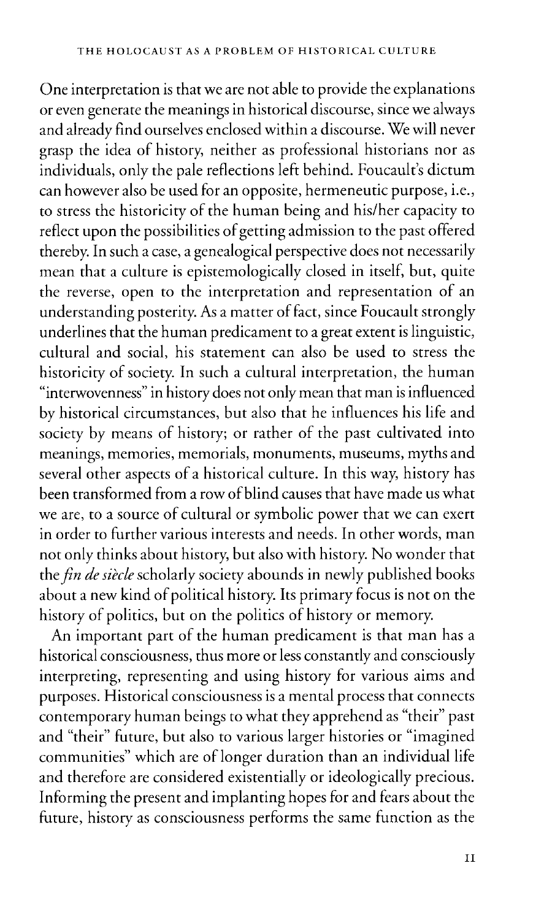One interpretation is that we are not able to provide the explanations or even generate the meanings in historical discourse, since we always and already find ourselves enclosed within a discourse. We will never grasp the idea of history, neither as professional historians nor as individuals, only the pale reflections left behind. Foucault's dictum can however also be used for an opposite, hermeneutic purpose, i.e., to stress the historicity of the human being and his/her capacity to reflect upon the possibilities of getting admission to the past offered thereby. In such a case, a genealogical perspective does not necessarily mean that a culture is epistemologically closed in itself, but, quite the reverse, open to the interpretation and representation of an understanding posterity. As a matter of fact, since Foucault strongly underlines that the human predicament to a great extent is linguistic, cultural and social, his statement can also be used to stress the historicity of society. In such a cultural interpretation, the human "interwovenness" in history does not only mean that man is influenced by historical circumstances, but also that he influences his life and society by means of history; or rather of the past cultivated into meanings, memories, memorials, monuments, museums, myths and several other aspects of a historical culture. In this way, history has been transformed from a row of blind causes that have made us what we are, to a source of cultural or symbolic power that we can exert in order to further various interests and needs. In other words, man not only thinks about history, but also with history. No wonder that the *fin de siècle* scholarly society abounds in newly published books about a new kind of political history. Its primary focus is not on the history of politics, but on the politics of history or memory.

An important part of the human predicament is that man has a historical consciousness, thus more or less constantly and consciously interpreting, representing and using history for various aims and purposes. Historical consciousness is a mental process that connects contemporary human beings to what they apprehend as "their" past and "their" future, but also to various larger histories or "imagined communities" which are of longer duration than an individual life and therefore are considered existentially or ideologically precious. Informing the present and implanting hopes for and fears about the future, history as consciousness performs the same function as the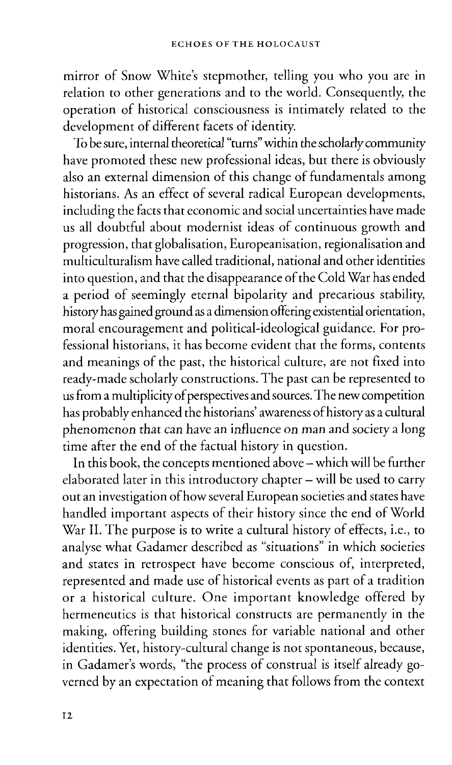mirror of Snow White's stepmother, telling you who you are in relation to other generations and to the world. Consequently, the operation of historical consciousness is intimately related to the development of different facets of identity.

To be sure, internal theoretical "turns" within the scholarly community have promoted these new professional ideas, but there is obviously also an external dimension of this change of fundamentals among historians. As an effect of several radical European developments, including the facts that economic and social uncertainties have made us all doubtful about modernist ideas of continuous growth and progression, that globalisation, Europeanisation, regionalisation and multiculturalism have called traditional, national and other identities into question, and that the disappearance of the Cold War has ended a period of seemingly eternal bipolarity and precarious stability, history has gained ground as a dimension offering existential orientation, moral encouragement and political-ideological guidance. For professional historians, it has become evident that the forms, contents and meanings of the past, the historical culture, are not fixed into ready-made scholarly constructions. The past can be represented to us from a multiplicity of perspectives and sources. The new competition has probably enhanced the historians' awareness of history as a cultural phenomenon that can have an influence on man and society a long time after the end of the factual history in question.

In this book, the concepts mentioned above – which will be further elaborated later in this introductory chapter – will be used to carry out an investigation of how several European societies and states have handled important aspects of their history since the end of World War II. The purpose is to write a cultural history of effects, i.e., to analyse what Gadamer described as "situations" in which societies and states in retrospect have become conscious of, interpreted, represented and made use of historical events as part of a tradition or a historical culture. One important knowledge offered by hermeneutics is that historical constructs are permanently in the making, offering building stones for variable national and other identities. Yet, history-cultural change is not spontaneous, because, in Gadamer's words, "the process of construal is itself already governed by an expectation of meaning that follows from the context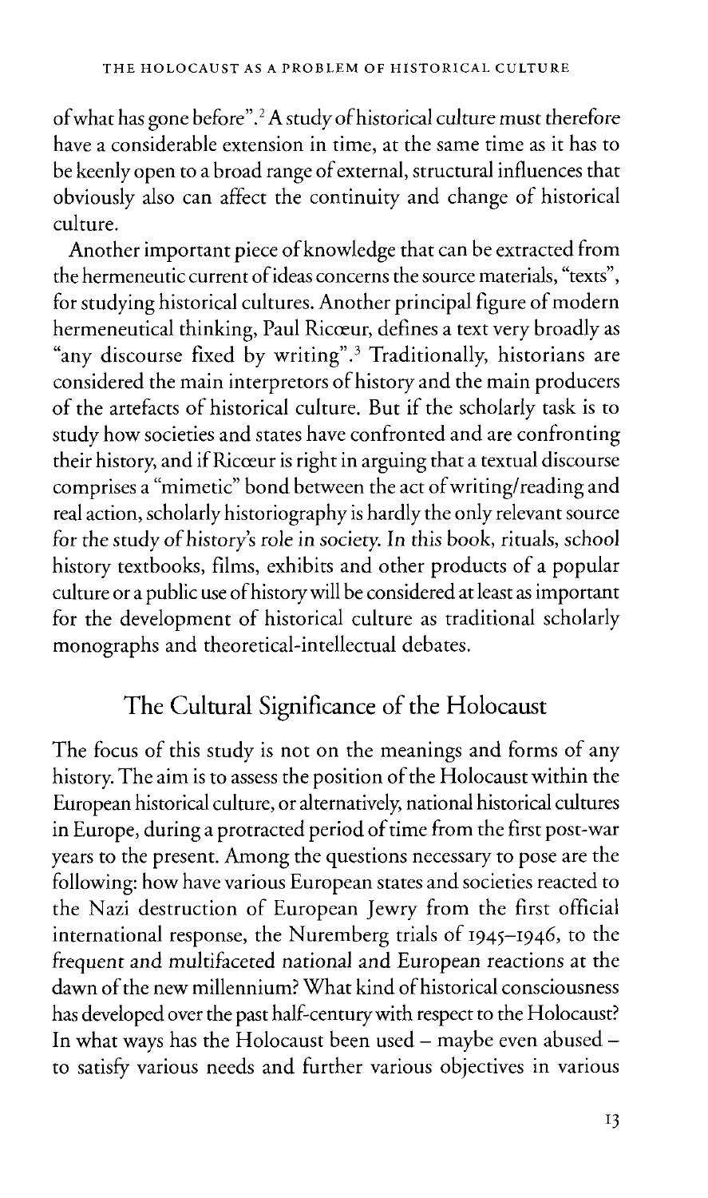of what has gone before".[2] A study of historical culture must therefore have a considerable extension in time, at the same time as it has to be keenly open to a broad range of external, structural influences that obviously also can affect the continuity and change of historical culture.

Another important piece of knowledge that can be extracted from the hermeneutic current of ideas concerns the source materials, "texts", for studying historical cultures. Another principal figure of modern hermeneutical thinking, Paul Ricœur, defines a text very broadly as "any discourse fixed by writing".[3] Traditionally, historians are considered the main interpretors of history and the main producers of the artefacts of historical culture. But if the scholarly task is to study how societies and states have confronted and are confronting their history, and if Ricœur is right in arguing that a textual discourse comprises a "mimetic" bond between the act of writing/reading and real action, scholarly historiography is hardly the only relevant source for the study of history's role in society. In this book, rituals, school history textbooks, films, exhibits and other products of a popular culture or a public use of history will be considered at least as important for the development of historical culture as traditional scholarly monographs and theoretical-intellectual debates.

## The Cultural Significance of the Holocaust

The focus of this study is not on the meanings and forms of any history. The aim is to assess the position of the Holocaust within the European historical culture, or alternatively, national historical cultures in Europe, during a protracted period of time from the first post-war years to the present. Among the questions necessary to pose are the following: how have various European states and societies reacted to the Nazi destruction of European Jewry from the first official international response, the Nuremberg trials of 1945–1946, to the frequent and multifaceted national and European reactions at the dawn of the new millennium? What kind of historical consciousness has developed over the past half-century with respect to the Holocaust? In what ways has the Holocaust been used – maybe even abused – to satisfy various needs and further various objectives in various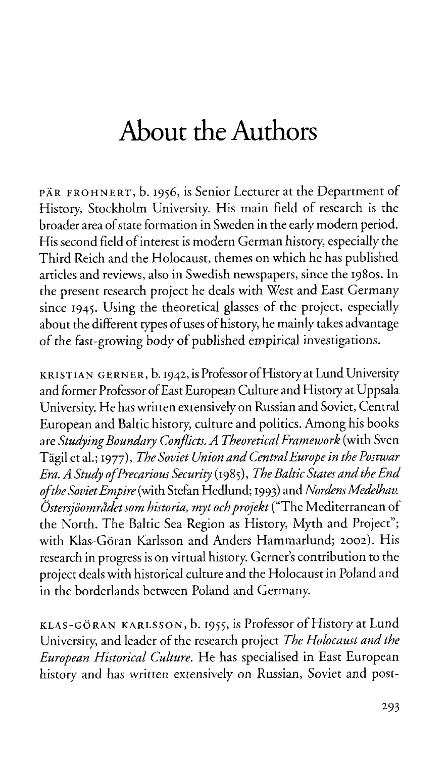# About the Authors

PÄR FROHNERT, b. 1956, is Senior Lecturer at the Department of History, Stockholm University. His main field of research is the broader area of state formation in Sweden in the early modern period. His second field of interest is modern German history, especially the Third Reich and the Holocaust, themes on which he has published articles and reviews, also in Swedish newspapers, since the 1980s. In the present research project he deals with West and East Germany since 1945. Using the theoretical glasses of the project, especially about the different types of uses of history, he mainly takes advantage of the fast-growing body of published empirical investigations.

KRISTIAN GERNER, b. 1942, is Professor of History at Lund University and former Professor of East European Culture and History at Uppsala University. He has written extensively on Russian and Soviet, Central European and Baltic history, culture and politics. Among his books are *Studying Boundary Conflicts. A Theoretical Framework* (with Sven Tägil et al.; 1977), *The Soviet Union and Central Europe in the Postwar Era. A Study of Precarious Security* (1985), *The Baltic States and the End of the Soviet Empire* (with Stefan Hedlund; 1993) and *Nordens Medelhav. Östersjöområdet som historia, myt och projekt* ("The Mediterranean of the North. The Baltic Sea Region as History, Myth and Project"; with Klas-Göran Karlsson and Anders Hammarlund; 2002). His research in progress is on virtual history. Gerner's contribution to the project deals with historical culture and the Holocaust in Poland and in the borderlands between Poland and Germany.

KLAS-GÖRAN KARLSSON, b. 1955, is Professor of History at Lund University, and leader of the research project *The Holocaust and the European Historical Culture*. He has specialised in East European history and has written extensively on Russian, Soviet and post-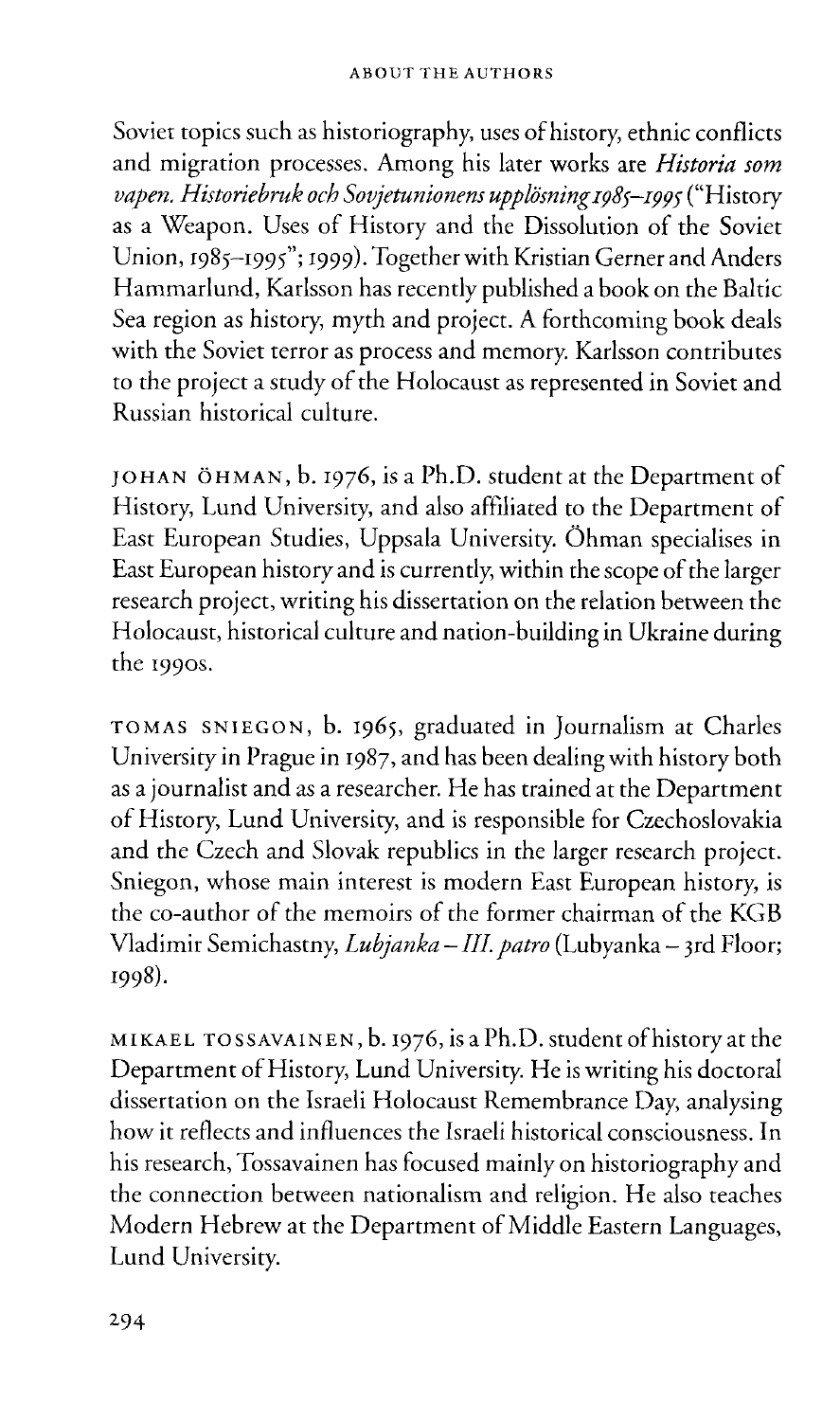Soviet topics such as historiography, uses of history, ethnic conflicts and migration processes. Among his later works are *Historia som vapen. Historiebruk och Sovjetunionens upplösning 1985–1995* ("History as a Weapon. Uses of History and the Dissolution of the Soviet Union, 1985–1995"; 1999). Together with Kristian Gerner and Anders Hammarlund, Karlsson has recently published a book on the Baltic Sea region as history, myth and project. A forthcoming book deals with the Soviet terror as process and memory. Karlsson contributes to the project a study of the Holocaust as represented in Soviet and Russian historical culture.

JOHAN ÖHMAN, b. 1976, is a Ph.D. student at the Department of History, Lund University, and also affiliated to the Department of East European Studies, Uppsala University. Öhman specialises in East European history and is currently, within the scope of the larger research project, writing his dissertation on the relation between the Holocaust, historical culture and nation-building in Ukraine during the 1990s.

TOMAS SNIEGON, b. 1965, graduated in Journalism at Charles University in Prague in 1987, and has been dealing with history both as a journalist and as a researcher. He has trained at the Department of History, Lund University, and is responsible for Czechoslovakia and the Czech and Slovak republics in the larger research project. Sniegon, whose main interest is modern East European history, is the co-author of the memoirs of the former chairman of the KGB Vladimir Semichastny, *Lubjanka – III. patro* (Lubyanka – 3rd Floor; 1998).

MIKAEL TOSSAVAINEN, b. 1976, is a Ph.D. student of history at the Department of History, Lund University. He is writing his doctoral dissertation on the Israeli Holocaust Remembrance Day, analysing how it reflects and influences the Israeli historical consciousness. In his research, Tossavainen has focused mainly on historiography and the connection between nationalism and religion. He also teaches Modern Hebrew at the Department of Middle Eastern Languages, Lund University.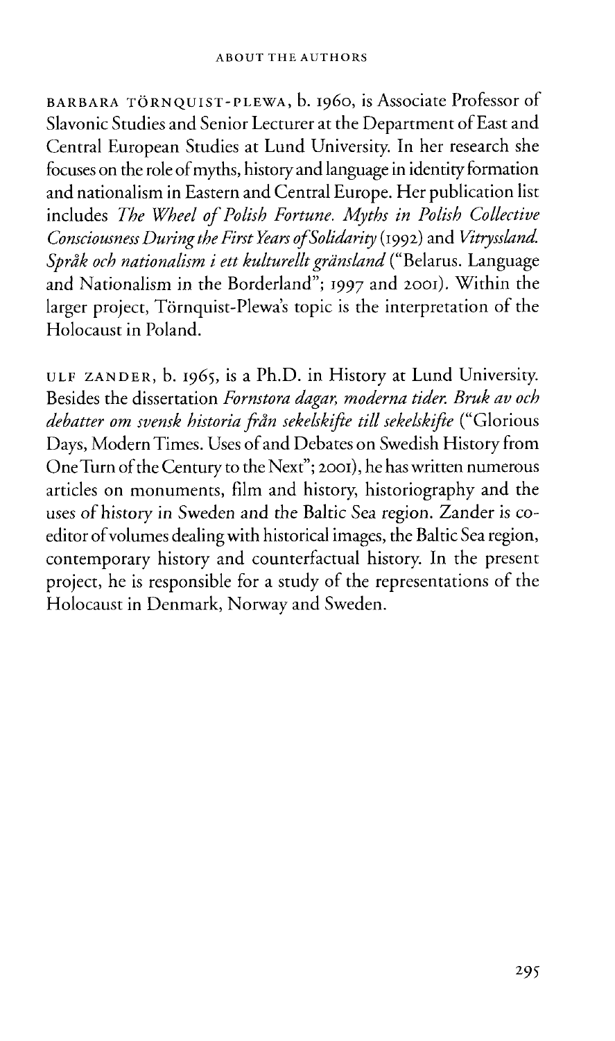## ABOUT THE AUTHORS

BARBARA TÖRNQUIST-PLEWA, b. 1960, is Associate Professor of Slavonic Studies and Senior Lecturer at the Department of East and Central European Studies at Lund University. In her research she focuses on the role of myths, history and language in identity formation and nationalism in Eastern and Central Europe. Her publication list includes *The Wheel of Polish Fortune. Myths in Polish Collective Consciousness During the First Years of Solidarity* (1992) and *Vitryssland. Språk och nationalism i ett kulturellt gränsland* ("Belarus. Language and Nationalism in the Borderland"; 1997 and 2001). Within the larger project, Törnquist-Plewa's topic is the interpretation of the Holocaust in Poland.

ULF ZANDER, b. 1965, is a Ph.D. in History at Lund University. Besides the dissertation *Fornstora dagar, moderna tider. Bruk av och debatter om svensk historia från sekelskifte till sekelskifte* ("Glorious Days, Modern Times. Uses of and Debates on Swedish History from One Turn of the Century to the Next"; 2001), he has written numerous articles on monuments, film and history, historiography and the uses of history in Sweden and the Baltic Sea region. Zander is co-editor of volumes dealing with historical images, the Baltic Sea region, contemporary history and counterfactual history. In the present project, he is responsible for a study of the representations of the Holocaust in Denmark, Norway and Sweden.